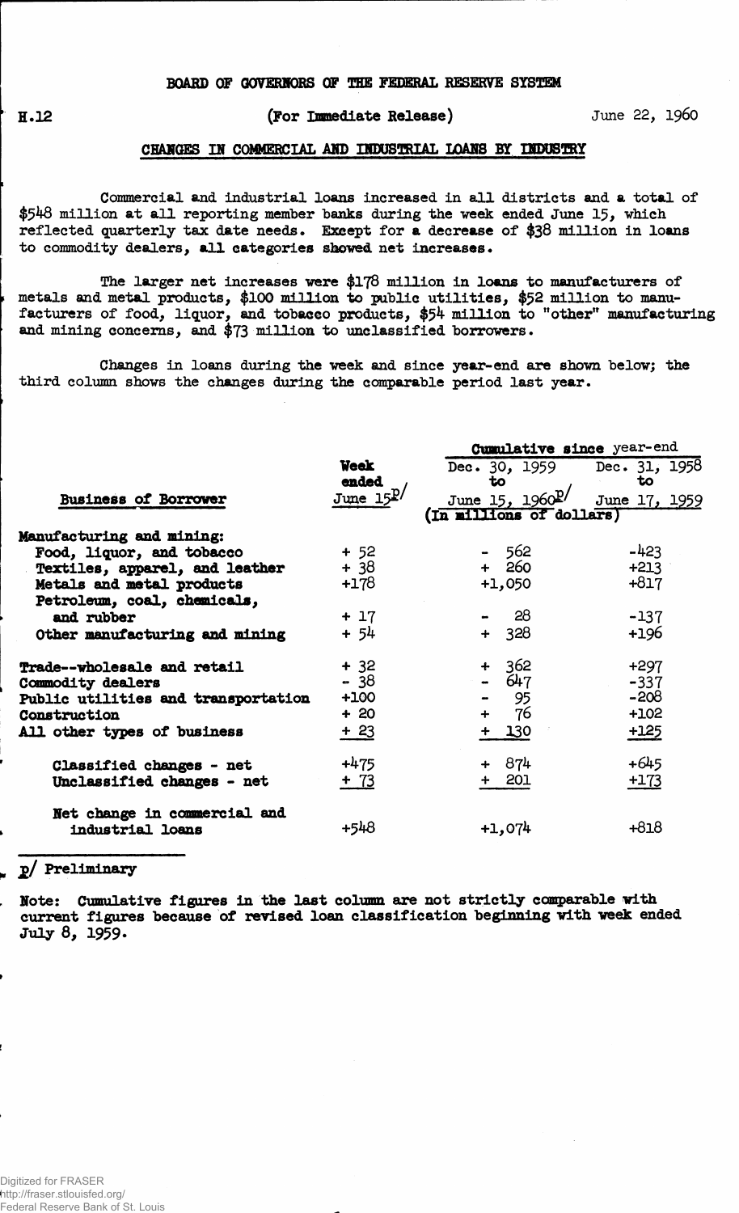BOARD OF GOVERNORS OF THE FEDERAL RESERVE SYSTEM

H.12 (For Immediate Release) June 22, 1960

## CHANGES IN COMMERCIAL AND INDUSTRIAL LOANS BY INDUSTRY

Commercial and industrial loans increased in all districts and a total of $548 million at all reporting member banks during the week ended June 15, which reflected quarterly tax date needs. Except for a decrease of $38 million in loans to commodity dealers, all categories showed net increases.

The larger net increases were $178 million in loans to manufacturers of metals and metal products, $100 million to public utilities, $52 million to manufacturers of food, liquor, and tobacco products, $54 million to "other" manufacturing and mining concerns, and $73 million to unclassified borrowers.

Changes in loans during the week and since year-end are shown below; the third column shows the changes during the comparable period last year.

| Business of Borrower | Week ended June 15 p/ | Cumulative since year-end: Dec. 30, 1959 to June 15, 1960 p/ | Cumulative since year-end: Dec. 31, 1958 to June 17, 1959 |
|---|---|---|---|
| | (In millions of dollars) | | |
| Manufacturing and mining: | | | |
| Food, liquor, and tobacco | + 52 | - 562 | -423 |
| Textiles, apparel, and leather | + 38 | + 260 | +213 |
| Metals and metal products | +178 | +1,050 | +817 |
| Petroleum, coal, chemicals, and rubber | + 17 | - 28 | -137 |
| Other manufacturing and mining | + 54 | + 328 | +196 |
| Trade--wholesale and retail | + 32 | + 362 | +297 |
| Commodity dealers | - 38 | - 647 | -337 |
| Public utilities and transportation | +100 | - 95 | -208 |
| Construction | + 20 | + 76 | +102 |
| All other types of business | + 23 | + 130 | +125 |
| Classified changes - net | +475 | + 874 | +645 |
| Unclassified changes - net | + 73 | + 201 | +173 |
| Net change in commercial and industrial loans | +548 | +1,074 | +818 |

p/ Preliminary

Note: Cumulative figures in the last column are not strictly comparable with current figures because of revised loan classification beginning with week ended July 8, 1959.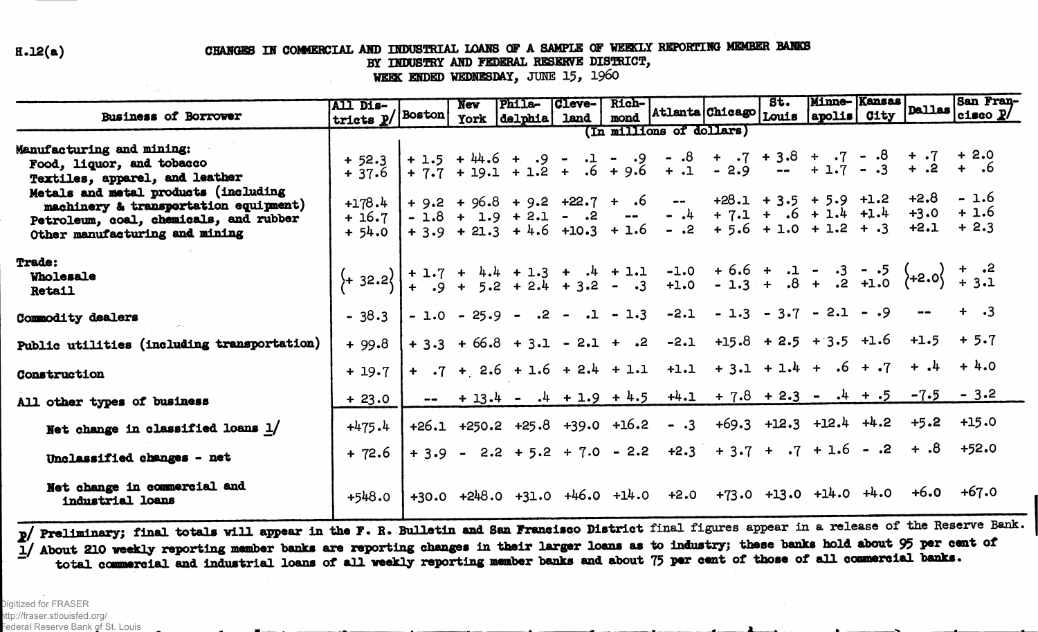H.12(a)

# CHANGES IN COMMERCIAL AND INDUSTRIAL LOANS OF A SAMPLE OF WEEKLY REPORTING MEMBER BANKS BY INDUSTRY AND FEDERAL RESERVE DISTRICT, WEEK ENDED WEDNESDAY, JUNE 15, 1960

| Business of Borrower | All Districts p/ | Boston | New York | Philadelphia | Cleveland | Richmond | Atlanta | Chicago | St. Louis | Minneapolis | Kansas City | Dallas | San Francisco p/ |
|---|---|---|---|---|---|---|---|---|---|---|---|---|---|
| | (In millions of dollars) | | | | | | | | | | | | |
| **Manufacturing and mining:** | | | | | | | | | | | | | |
| Food, liquor, and tobacco | + 52.3 | + 1.5 | + 44.6 | + .9 | - .1 | - .9 | - .8 | + .7 | + 3.8 | + .7 | - .8 | + .7 | + 2.0 |
| Textiles, apparel, and leather | + 37.6 | + 7.7 | + 19.1 | + 1.2 | + .6 | + 9.6 | + .1 | - 2.9 | -- | + 1.7 | - .3 | + .2 | + .6 |
| Metals and metal products (including machinery & transportation equipment) | +178.4 | + 9.2 | + 96.8 | + 9.2 | +22.7 | + .6 | -- | +28.1 | + 3.5 | + 5.9 | +1.2 | +2.8 | - 1.6 |
| Petroleum, coal, chemicals, and rubber | + 16.7 | - 1.8 | + 1.9 | + 2.1 | - .2 | -- | - .4 | + 7.1 | + .6 | + 1.4 | +1.4 | +3.0 | + 1.6 |
| Other manufacturing and mining | + 54.0 | + 3.9 | + 21.3 | + 4.6 | +10.3 | + 1.6 | - .2 | + 5.6 | + 1.0 | + 1.2 | + .3 | +2.1 | + 2.3 |
| **Trade:** | | | | | | | | | | | | | |
| Wholesale | (+ 32.2) | + 1.7 | + 4.4 | + 1.3 | + .4 | + 1.1 | -1.0 | + 6.6 | + .1 | - .3 | - .5 | (+2.0) | + .2 |
| Retail | | + .9 | + 5.2 | + 2.4 | + 3.2 | - .3 | +1.0 | - 1.3 | + .8 | + .2 | +1.0 | | + 3.1 |
| **Commodity dealers** | - 38.3 | - 1.0 | - 25.9 | - .2 | - .1 | - 1.3 | -2.1 | - 1.3 | - 3.7 | - 2.1 | - .9 | -- | + .3 |
| **Public utilities (including transportation)** | + 99.8 | + 3.3 | + 66.8 | + 3.1 | - 2.1 | + .2 | -2.1 | +15.8 | + 2.5 | + 3.5 | +1.6 | +1.5 | + 5.7 |
| **Construction** | + 19.7 | + .7 | + 2.6 | + 1.6 | + 2.4 | + 1.1 | +1.1 | + 3.1 | + 1.4 | + .6 | + .7 | + .4 | + 4.0 |
| **All other types of business** | + 23.0 | -- | + 13.4 | - .4 | + 1.9 | + 4.5 | +4.1 | + 7.8 | + 2.3 | - .4 | + .5 | -7.5 | - 3.2 |
| **Net change in classified loans 1/** | +475.4 | +26.1 | +250.2 | +25.8 | +39.0 | +16.2 | - .3 | +69.3 | +12.3 | +12.4 | +4.2 | +5.2 | +15.0 |
| **Unclassified changes - net** | + 72.6 | + 3.9 | - 2.2 | + 5.2 | + 7.0 | - 2.2 | +2.3 | + 3.7 | + .7 | + 1.6 | - .2 | + .8 | +52.0 |
| **Net change in commercial and industrial loans** | +548.0 | +30.0 | +248.0 | +31.0 | +46.0 | +14.0 | +2.0 | +73.0 | +13.0 | +14.0 | +4.0 | +6.0 | +67.0 |

p/ Preliminary; final totals will appear in the F. R. Bulletin and San Francisco District final figures appear in a release of the Reserve Bank.

1/ About 210 weekly reporting member banks are reporting changes in their larger loans as to industry; these banks hold about 95 per cent of total commercial and industrial loans of all weekly reporting member banks and about 75 per cent of those of all commercial banks.